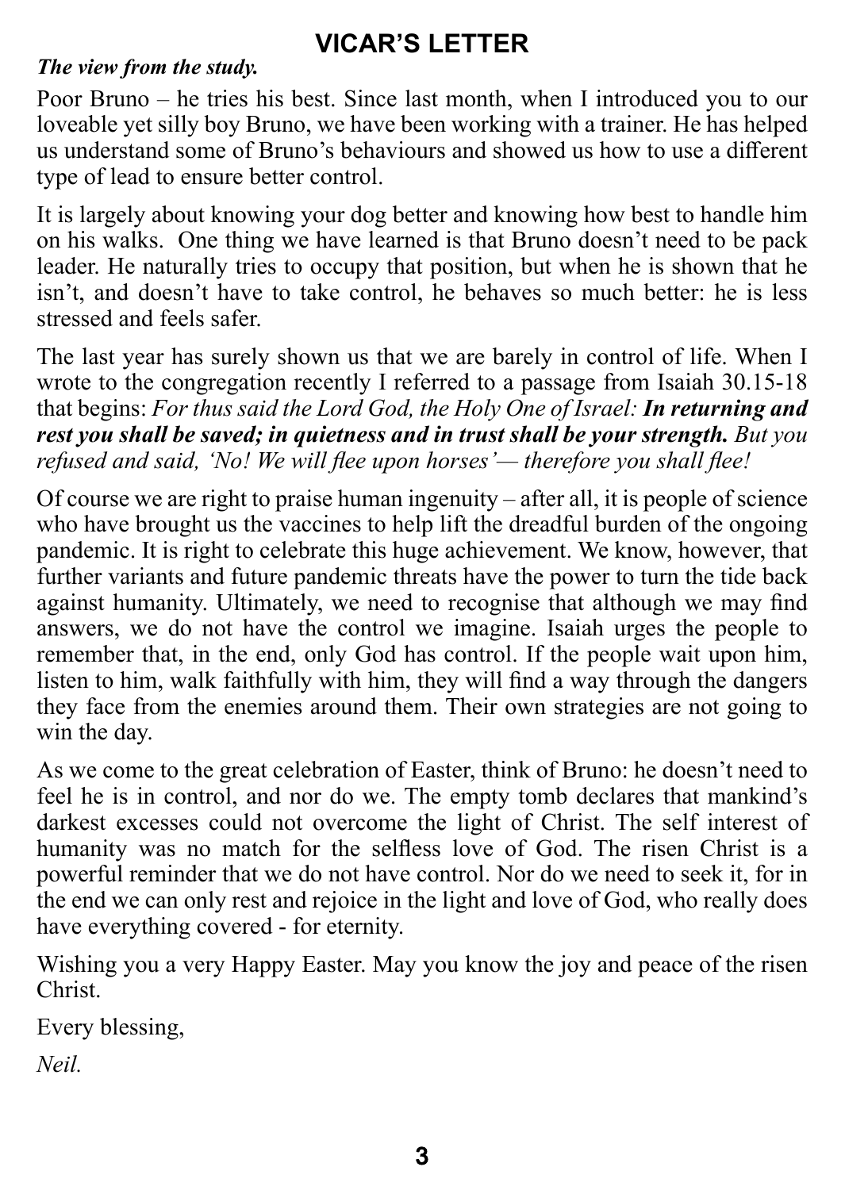# VICAR'S LETTER

***The view from the study.***

Poor Bruno – he tries his best. Since last month, when I introduced you to our loveable yet silly boy Bruno, we have been working with a trainer. He has helped us understand some of Bruno's behaviours and showed us how to use a different type of lead to ensure better control.

It is largely about knowing your dog better and knowing how best to handle him on his walks. One thing we have learned is that Bruno doesn't need to be pack leader. He naturally tries to occupy that position, but when he is shown that he isn't, and doesn't have to take control, he behaves so much better: he is less stressed and feels safer.

The last year has surely shown us that we are barely in control of life. When I wrote to the congregation recently I referred to a passage from Isaiah 30.15-18 that begins: *For thus said the Lord God, the Holy One of Israel:* ***In returning and rest you shall be saved; in quietness and in trust shall be your strength.*** *But you refused and said, 'No! We will flee upon horses'— therefore you shall flee!*

Of course we are right to praise human ingenuity – after all, it is people of science who have brought us the vaccines to help lift the dreadful burden of the ongoing pandemic. It is right to celebrate this huge achievement. We know, however, that further variants and future pandemic threats have the power to turn the tide back against humanity. Ultimately, we need to recognise that although we may find answers, we do not have the control we imagine. Isaiah urges the people to remember that, in the end, only God has control. If the people wait upon him, listen to him, walk faithfully with him, they will find a way through the dangers they face from the enemies around them. Their own strategies are not going to win the day.

As we come to the great celebration of Easter, think of Bruno: he doesn't need to feel he is in control, and nor do we. The empty tomb declares that mankind's darkest excesses could not overcome the light of Christ. The self interest of humanity was no match for the selfless love of God. The risen Christ is a powerful reminder that we do not have control. Nor do we need to seek it, for in the end we can only rest and rejoice in the light and love of God, who really does have everything covered - for eternity.

Wishing you a very Happy Easter. May you know the joy and peace of the risen Christ.

Every blessing,

*Neil.*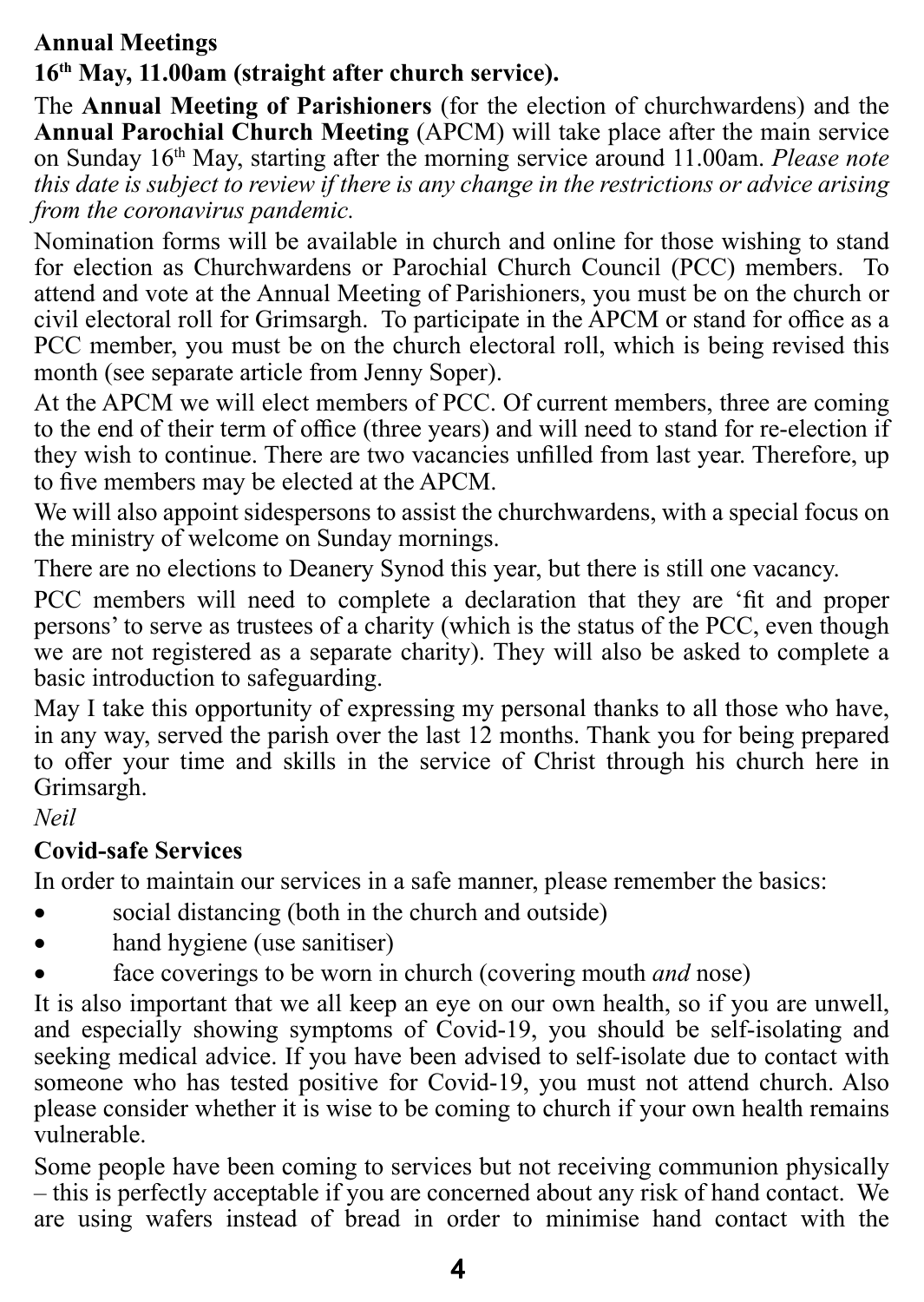**Annual Meetings**

**16th May, 11.00am (straight after church service).**

The **Annual Meeting of Parishioners** (for the election of churchwardens) and the **Annual Parochial Church Meeting** (APCM) will take place after the main service on Sunday 16th May, starting after the morning service around 11.00am. *Please note this date is subject to review if there is any change in the restrictions or advice arising from the coronavirus pandemic.*

Nomination forms will be available in church and online for those wishing to stand for election as Churchwardens or Parochial Church Council (PCC) members. To attend and vote at the Annual Meeting of Parishioners, you must be on the church or civil electoral roll for Grimsargh. To participate in the APCM or stand for office as a PCC member, you must be on the church electoral roll, which is being revised this month (see separate article from Jenny Soper).

At the APCM we will elect members of PCC. Of current members, three are coming to the end of their term of office (three years) and will need to stand for re-election if they wish to continue. There are two vacancies unfilled from last year. Therefore, up to five members may be elected at the APCM.

We will also appoint sidespersons to assist the churchwardens, with a special focus on the ministry of welcome on Sunday mornings.

There are no elections to Deanery Synod this year, but there is still one vacancy.

PCC members will need to complete a declaration that they are 'fit and proper persons' to serve as trustees of a charity (which is the status of the PCC, even though we are not registered as a separate charity). They will also be asked to complete a basic introduction to safeguarding.

May I take this opportunity of expressing my personal thanks to all those who have, in any way, served the parish over the last 12 months. Thank you for being prepared to offer your time and skills in the service of Christ through his church here in Grimsargh.

*Neil*

**Covid-safe Services**

In order to maintain our services in a safe manner, please remember the basics:

- social distancing (both in the church and outside)
- hand hygiene (use sanitiser)
- face coverings to be worn in church (covering mouth *and* nose)

It is also important that we all keep an eye on our own health, so if you are unwell, and especially showing symptoms of Covid-19, you should be self-isolating and seeking medical advice. If you have been advised to self-isolate due to contact with someone who has tested positive for Covid-19, you must not attend church. Also please consider whether it is wise to be coming to church if your own health remains vulnerable.

Some people have been coming to services but not receiving communion physically – this is perfectly acceptable if you are concerned about any risk of hand contact. We are using wafers instead of bread in order to minimise hand contact with the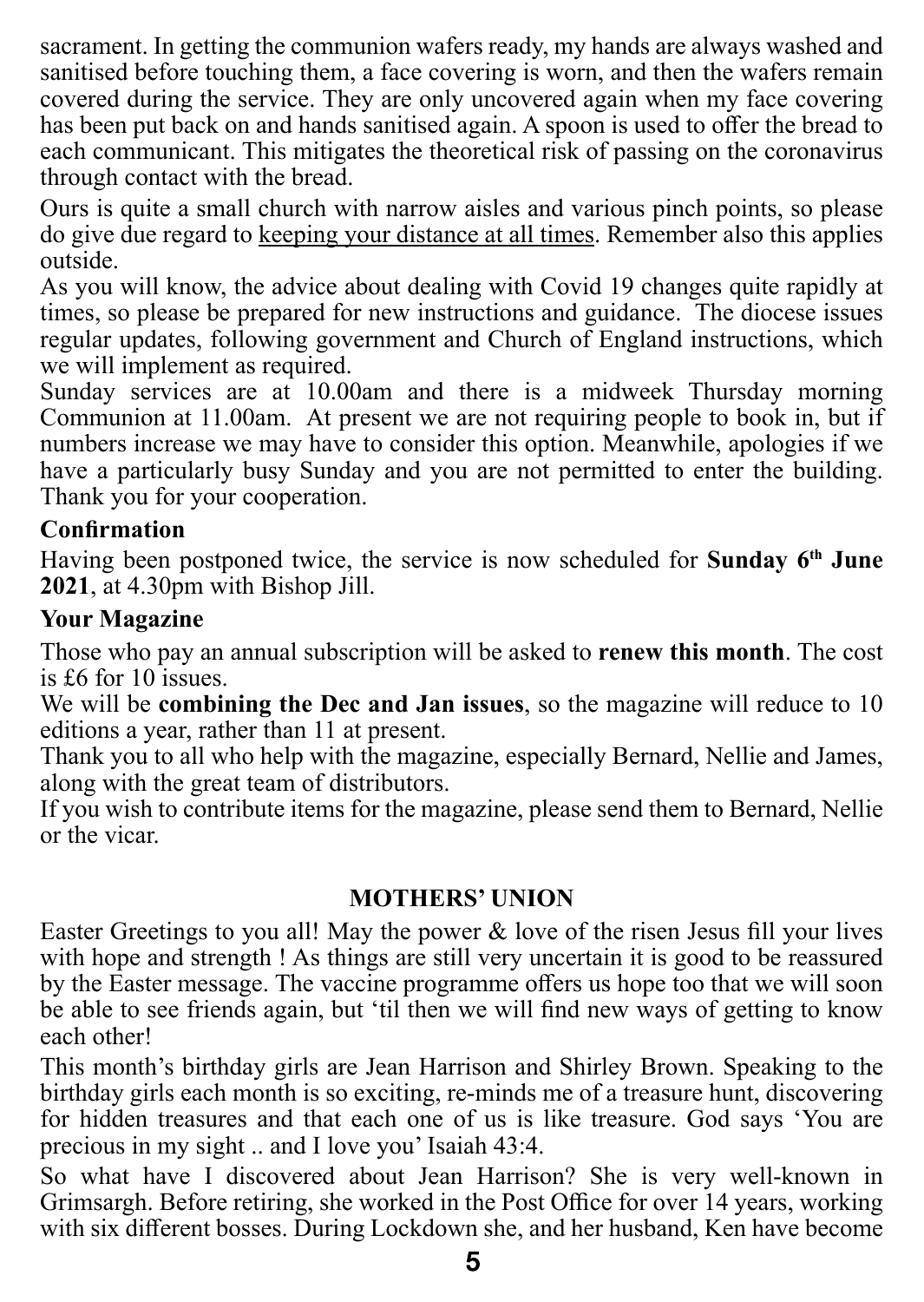sacrament. In getting the communion wafers ready, my hands are always washed and sanitised before touching them, a face covering is worn, and then the wafers remain covered during the service. They are only uncovered again when my face covering has been put back on and hands sanitised again. A spoon is used to offer the bread to each communicant. This mitigates the theoretical risk of passing on the coronavirus through contact with the bread.

Ours is quite a small church with narrow aisles and various pinch points, so please do give due regard to <u>keeping your distance at all times</u>. Remember also this applies outside.

As you will know, the advice about dealing with Covid 19 changes quite rapidly at times, so please be prepared for new instructions and guidance. The diocese issues regular updates, following government and Church of England instructions, which we will implement as required.

Sunday services are at 10.00am and there is a midweek Thursday morning Communion at 11.00am. At present we are not requiring people to book in, but if numbers increase we may have to consider this option. Meanwhile, apologies if we have a particularly busy Sunday and you are not permitted to enter the building. Thank you for your cooperation.

### Confirmation

Having been postponed twice, the service is now scheduled for **Sunday 6th June 2021**, at 4.30pm with Bishop Jill.

### Your Magazine

Those who pay an annual subscription will be asked to **renew this month**. The cost is £6 for 10 issues.

We will be **combining the Dec and Jan issues**, so the magazine will reduce to 10 editions a year, rather than 11 at present.

Thank you to all who help with the magazine, especially Bernard, Nellie and James, along with the great team of distributors.

If you wish to contribute items for the magazine, please send them to Bernard, Nellie or the vicar.

## MOTHERS' UNION

Easter Greetings to you all! May the power & love of the risen Jesus fill your lives with hope and strength ! As things are still very uncertain it is good to be reassured by the Easter message. The vaccine programme offers us hope too that we will soon be able to see friends again, but 'til then we will find new ways of getting to know each other!

This month's birthday girls are Jean Harrison and Shirley Brown. Speaking to the birthday girls each month is so exciting, re-minds me of a treasure hunt, discovering for hidden treasures and that each one of us is like treasure. God says 'You are precious in my sight .. and I love you' Isaiah 43:4.

So what have I discovered about Jean Harrison? She is very well-known in Grimsargh. Before retiring, she worked in the Post Office for over 14 years, working with six different bosses. During Lockdown she, and her husband, Ken have become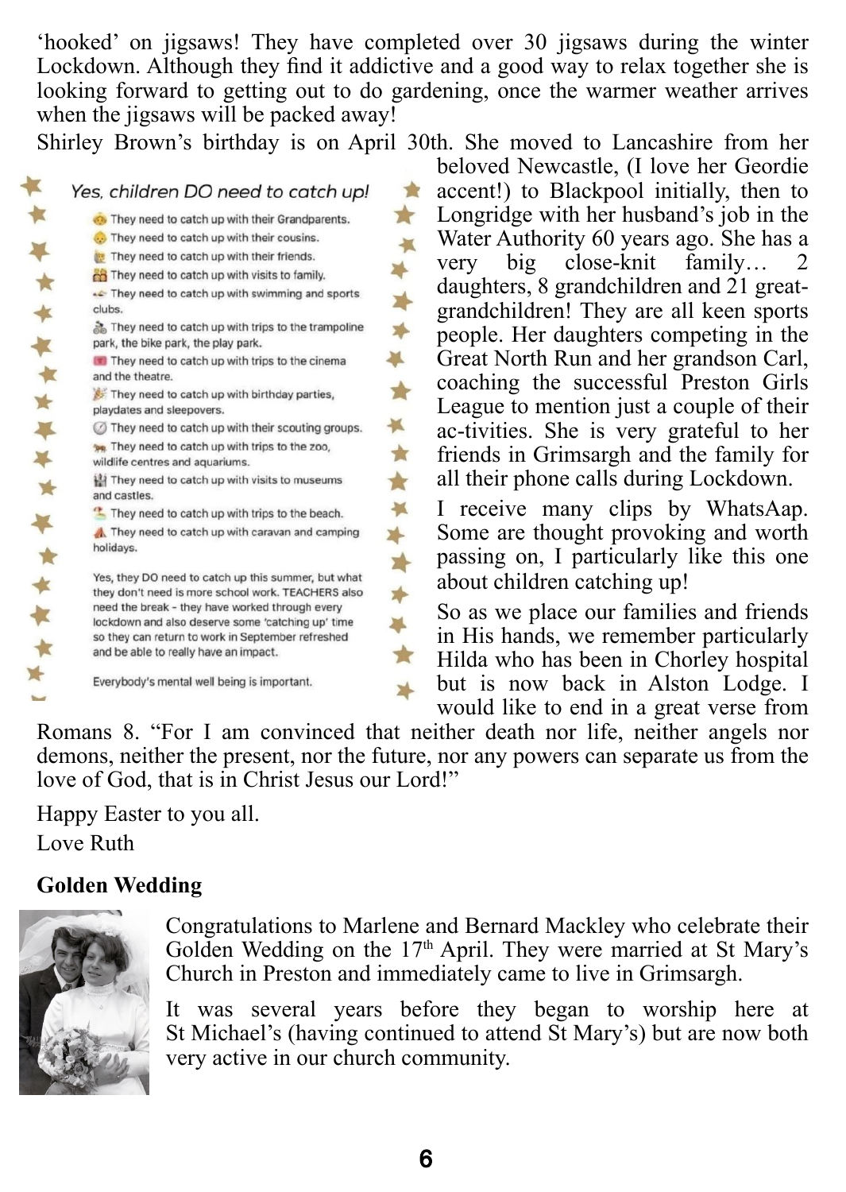'hooked' on jigsaws! They have completed over 30 jigsaws during the winter Lockdown. Although they find it addictive and a good way to relax together she is looking forward to getting out to do gardening, once the warmer weather arrives when the jigsaws will be packed away!

Shirley Brown's birthday is on April 30th. She moved to Lancashire from her beloved Newcastle, (I love her Geordie accent!) to Blackpool initially, then to Longridge with her husband's job in the Water Authority 60 years ago. She has a very big close-knit family… 2 daughters, 8 grandchildren and 21 great-grandchildren! They are all keen sports people. Her daughters competing in the Great North Run and her grandson Carl, coaching the successful Preston Girls League to mention just a couple of their ac-tivities. She is very grateful to her friends in Grimsargh and the family for all their phone calls during Lockdown.

*Yes, children DO need to catch up!*

- They need to catch up with their Grandparents.
- They need to catch up with their cousins.
- They need to catch up with their friends.
- They need to catch up with visits to family.
- They need to catch up with swimming and sports clubs.
- They need to catch up with trips to the trampoline park, the bike park, the play park.
- They need to catch up with trips to the cinema and the theatre.
- They need to catch up with birthday parties, playdates and sleepovers.
- They need to catch up with their scouting groups.
- They need to catch up with trips to the zoo, wildlife centres and aquariums.
- They need to catch up with visits to museums and castles.
- They need to catch up with trips to the beach.
- They need to catch up with caravan and camping holidays.

Yes, they DO need to catch up this summer, but what they don't need is more school work. TEACHERS also need the break - they have worked through every lockdown and also deserve some 'catching up' time so they can return to work in September refreshed and be able to really have an impact.

Everybody's mental well being is important.

I receive many clips by WhatsAap. Some are thought provoking and worth passing on, I particularly like this one about children catching up!

So as we place our families and friends in His hands, we remember particularly Hilda who has been in Chorley hospital but is now back in Alston Lodge. I would like to end in a great verse from Romans 8. "For I am convinced that neither death nor life, neither angels nor demons, neither the present, nor the future, nor any powers can separate us from the love of God, that is in Christ Jesus our Lord!"

Happy Easter to you all.

Love Ruth

**Golden Wedding**

Congratulations to Marlene and Bernard Mackley who celebrate their Golden Wedding on the 17th April. They were married at St Mary's Church in Preston and immediately came to live in Grimsargh.

It was several years before they began to worship here at St Michael's (having continued to attend St Mary's) but are now both very active in our church community.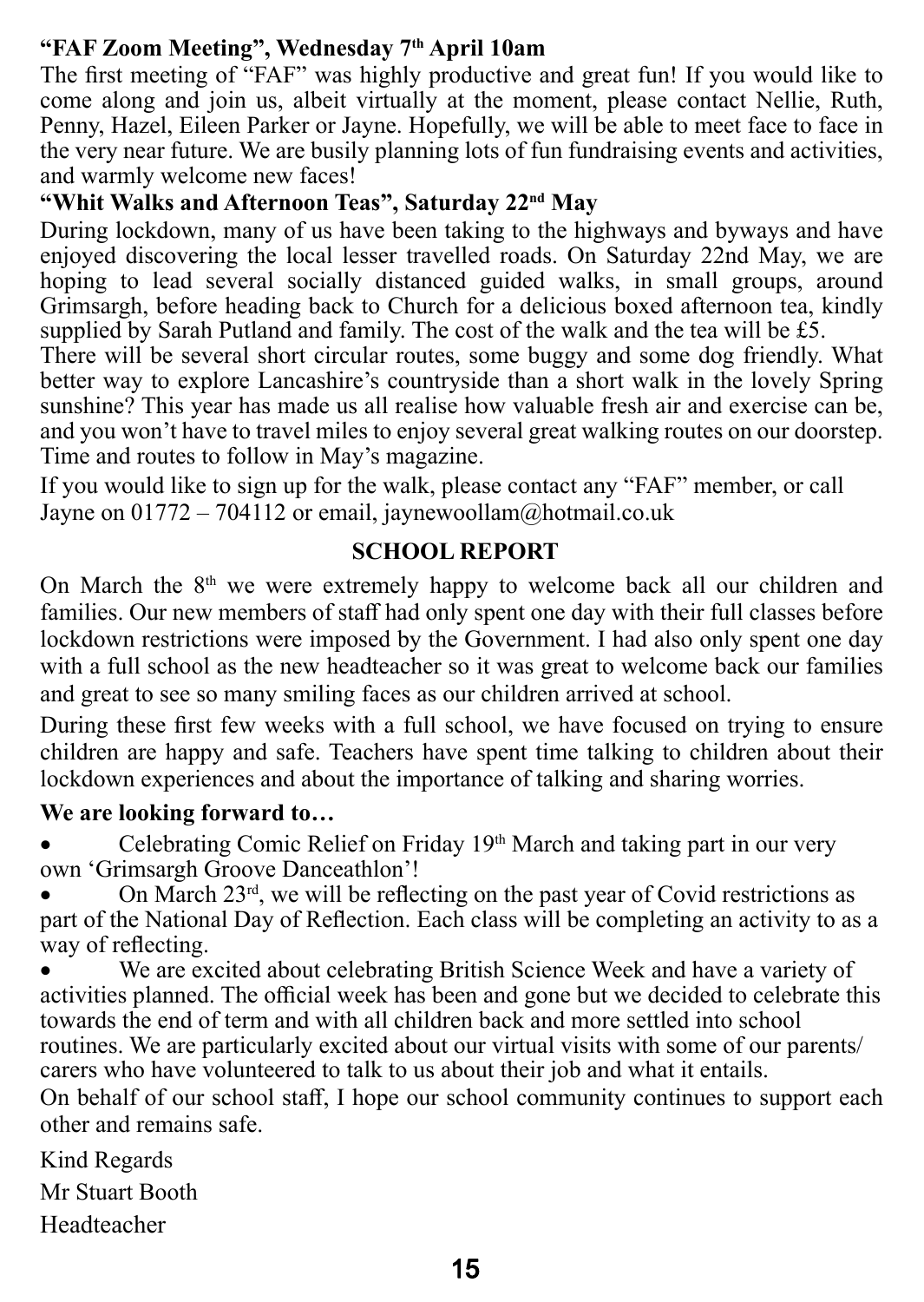**"FAF Zoom Meeting", Wednesday 7th April 10am**

The first meeting of "FAF" was highly productive and great fun! If you would like to come along and join us, albeit virtually at the moment, please contact Nellie, Ruth, Penny, Hazel, Eileen Parker or Jayne. Hopefully, we will be able to meet face to face in the very near future. We are busily planning lots of fun fundraising events and activities, and warmly welcome new faces!

**"Whit Walks and Afternoon Teas", Saturday 22nd May**

During lockdown, many of us have been taking to the highways and byways and have enjoyed discovering the local lesser travelled roads. On Saturday 22nd May, we are hoping to lead several socially distanced guided walks, in small groups, around Grimsargh, before heading back to Church for a delicious boxed afternoon tea, kindly supplied by Sarah Putland and family. The cost of the walk and the tea will be £5.

There will be several short circular routes, some buggy and some dog friendly. What better way to explore Lancashire's countryside than a short walk in the lovely Spring sunshine? This year has made us all realise how valuable fresh air and exercise can be, and you won't have to travel miles to enjoy several great walking routes on our doorstep. Time and routes to follow in May's magazine.

If you would like to sign up for the walk, please contact any "FAF" member, or call Jayne on 01772 – 704112 or email, jaynewoollam@hotmail.co.uk

## SCHOOL REPORT

On March the 8th we were extremely happy to welcome back all our children and families. Our new members of staff had only spent one day with their full classes before lockdown restrictions were imposed by the Government. I had also only spent one day with a full school as the new headteacher so it was great to welcome back our families and great to see so many smiling faces as our children arrived at school.

During these first few weeks with a full school, we have focused on trying to ensure children are happy and safe. Teachers have spent time talking to children about their lockdown experiences and about the importance of talking and sharing worries.

**We are looking forward to…**

- Celebrating Comic Relief on Friday 19th March and taking part in our very own 'Grimsargh Groove Danceathlon'!
- On March 23rd, we will be reflecting on the past year of Covid restrictions as part of the National Day of Reflection. Each class will be completing an activity to as a way of reflecting.
- We are excited about celebrating British Science Week and have a variety of activities planned. The official week has been and gone but we decided to celebrate this towards the end of term and with all children back and more settled into school routines. We are particularly excited about our virtual visits with some of our parents/ carers who have volunteered to talk to us about their job and what it entails.

On behalf of our school staff, I hope our school community continues to support each other and remains safe.

Kind Regards

Mr Stuart Booth

Headteacher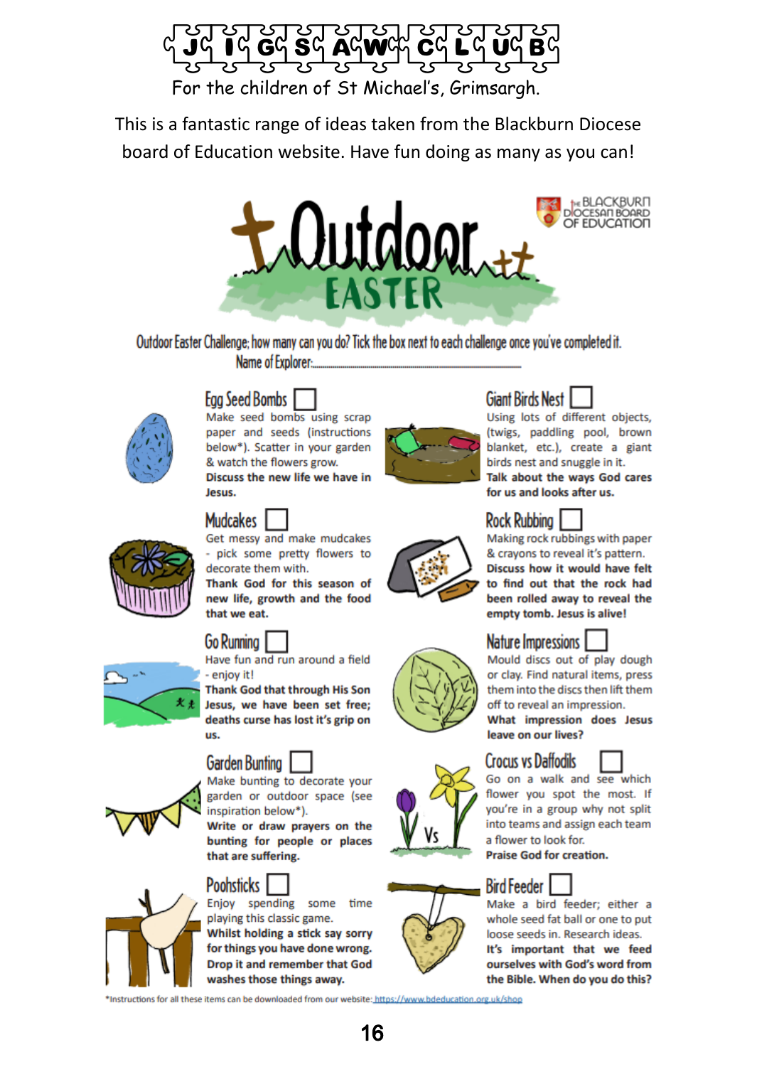# JIGSAW CLUB

For the children of St Michael's, Grimsargh.

This is a fantastic range of ideas taken from the Blackburn Diocese board of Education website. Have fun doing as many as you can!

## Outdoor EASTER

The Blackburn Diocesan Board of Education

Outdoor Easter Challenge; how many can you do? Tick the box next to each challenge once you've completed it.

Name of Explorer:.......................................................

### Egg Seed Bombs ☐

Make seed bombs using scrap paper and seeds (instructions below*). Scatter in your garden & watch the flowers grow.

**Discuss the new life we have in Jesus.**

### Mudcakes ☐

Get messy and make mudcakes - pick some pretty flowers to decorate them with.

**Thank God for this season of new life, growth and the food that we eat.**

### Go Running ☐

Have fun and run around a field - enjoy it!

**Thank God that through His Son Jesus, we have been set free; deaths curse has lost it's grip on us.**

### Garden Bunting ☐

Make bunting to decorate your garden or outdoor space (see inspiration below*).

**Write or draw prayers on the bunting for people or places that are suffering.**

### Poohsticks ☐

Enjoy spending some time playing this classic game.

**Whilst holding a stick say sorry for things you have done wrong. Drop it and remember that God washes those things away.**

### Giant Birds Nest ☐

Using lots of different objects, (twigs, paddling pool, brown blanket, etc.), create a giant birds nest and snuggle in it.

**Talk about the ways God cares for us and looks after us.**

### Rock Rubbing ☐

Making rock rubbings with paper & crayons to reveal it's pattern.

**Discuss how it would have felt to find out that the rock had been rolled away to reveal the empty tomb. Jesus is alive!**

### Nature Impressions ☐

Mould discs out of play dough or clay. Find natural items, press them into the discs then lift them off to reveal an impression.

**What impression does Jesus leave on our lives?**

### Crocus vs Daffodils ☐

Go on a walk and see which flower you spot the most. If you're in a group why not split into teams and assign each team a flower to look for.

**Praise God for creation.**

### Bird Feeder ☐

Make a bird feeder; either a whole seed fat ball or one to put loose seeds in. Research ideas.

**It's important that we feed ourselves with God's word from the Bible. When do you do this?**

*Instructions for all these items can be downloaded from our website: https://www.bdeducation.org.uk/shop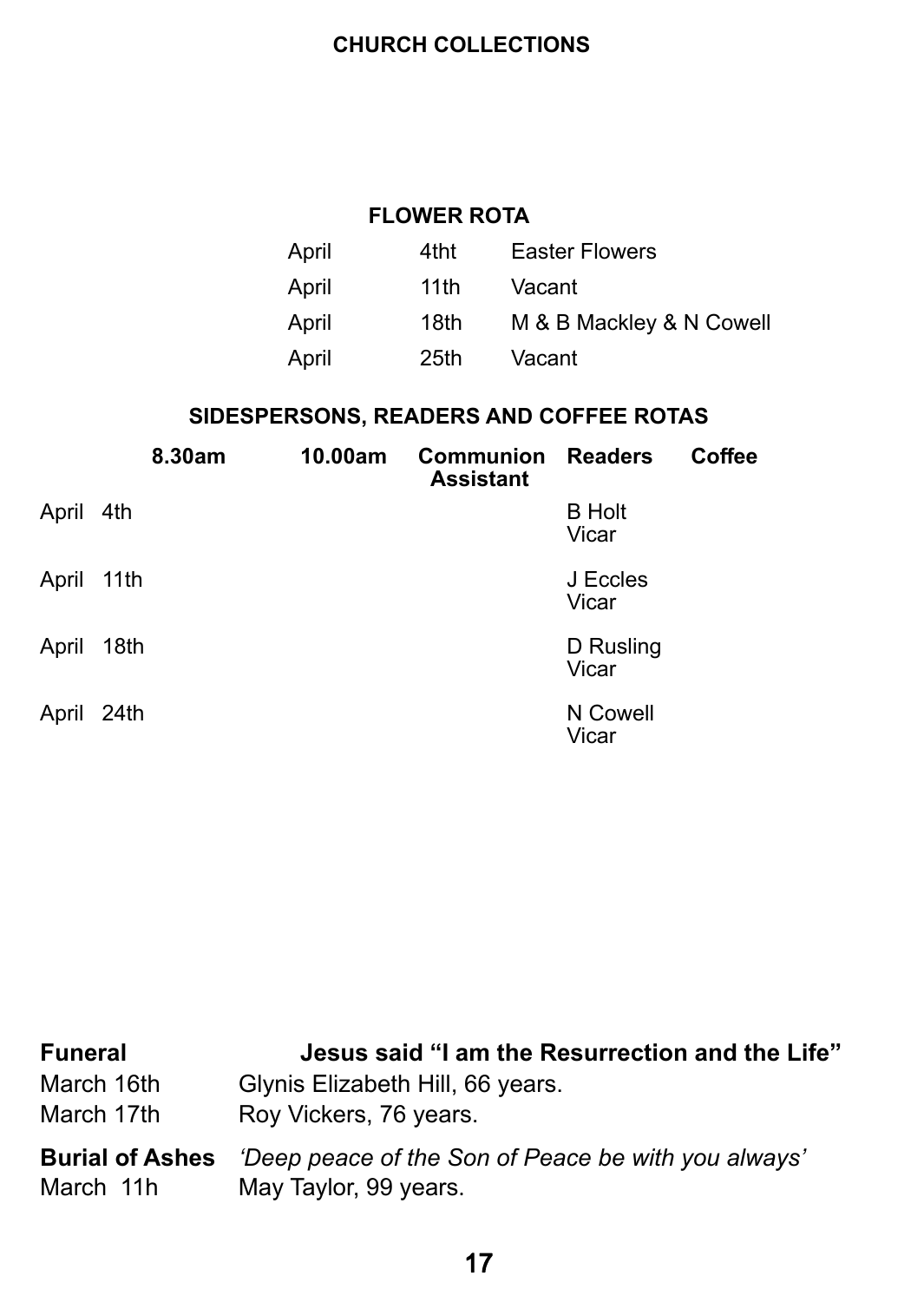## CHURCH COLLECTIONS

## FLOWER ROTA

| | | |
|---|---|---|
| April | 4tht | Easter Flowers |
| April | 11th | Vacant |
| April | 18th | M & B Mackley & N Cowell |
| April | 25th | Vacant |

## SIDESPERSONS, READERS AND COFFEE ROTAS

| | 8.30am | 10.00am | Communion Assistant | Readers | Coffee |
|---|---|---|---|---|---|
| April 4th | | | | B Holt<br>Vicar | |
| April 11th | | | | J Eccles<br>Vicar | |
| April 18th | | | | D Rusling<br>Vicar | |
| April 24th | | | | N Cowell<br>Vicar | |

**Funeral** **Jesus said “I am the Resurrection and the Life”**

March 16th Glynis Elizabeth Hill, 66 years.

March 17th Roy Vickers, 76 years.

**Burial of Ashes** *‘Deep peace of the Son of Peace be with you always’*

March 11h May Taylor, 99 years.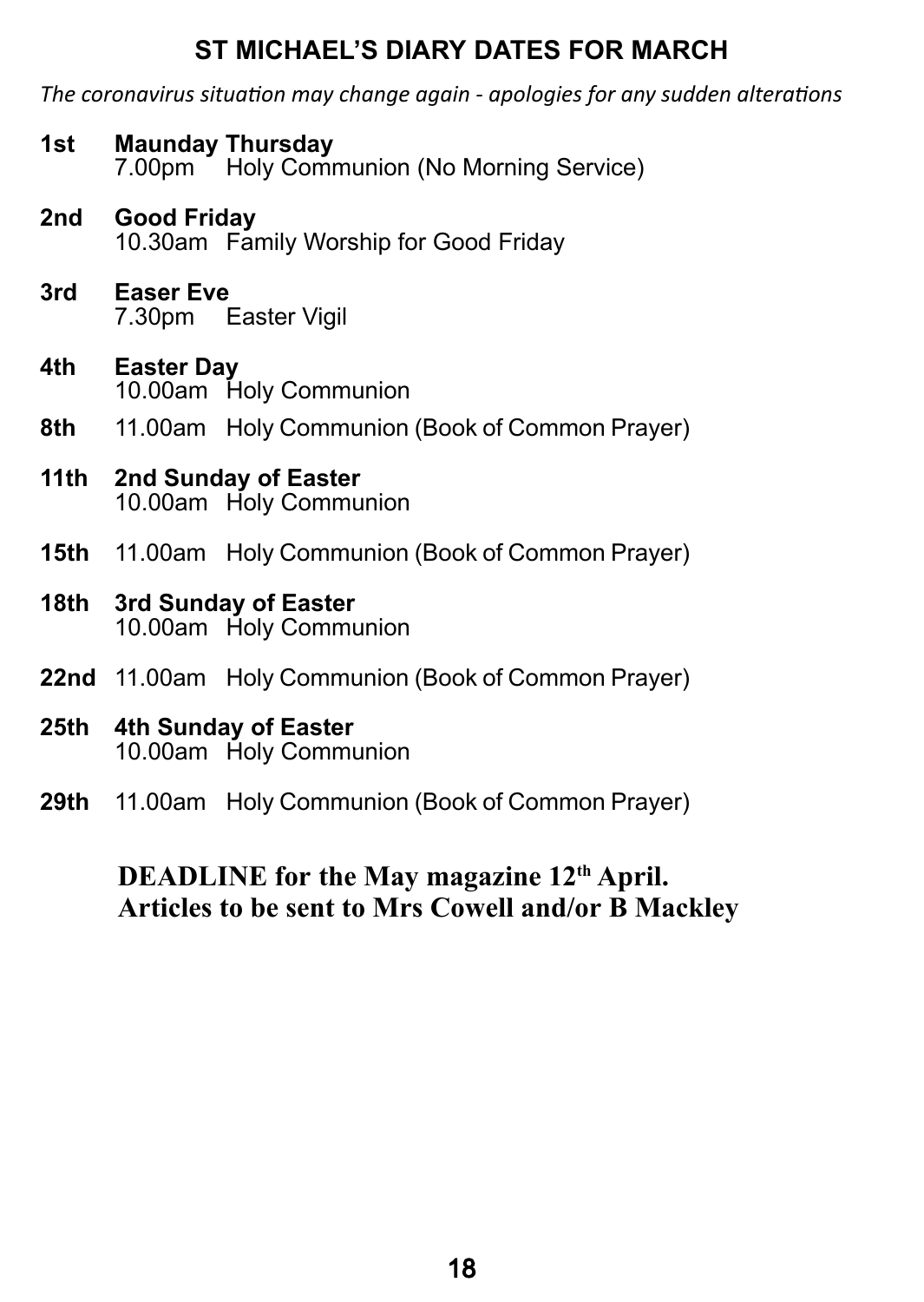## ST MICHAEL'S DIARY DATES FOR MARCH

*The coronavirus situation may change again - apologies for any sudden alterations*

**1st** **Maunday Thursday**
7.00pm Holy Communion (No Morning Service)

**2nd** **Good Friday**
10.30am Family Worship for Good Friday

**3rd** **Easer Eve**
7.30pm Easter Vigil

**4th** **Easter Day**
10.00am Holy Communion

**8th** 11.00am Holy Communion (Book of Common Prayer)

**11th** **2nd Sunday of Easter**
10.00am Holy Communion

**15th** 11.00am Holy Communion (Book of Common Prayer)

**18th** **3rd Sunday of Easter**
10.00am Holy Communion

**22nd** 11.00am Holy Communion (Book of Common Prayer)

**25th** **4th Sunday of Easter**
10.00am Holy Communion

**29th** 11.00am Holy Communion (Book of Common Prayer)

**DEADLINE for the May magazine 12th April.**
**Articles to be sent to Mrs Cowell and/or B Mackley**